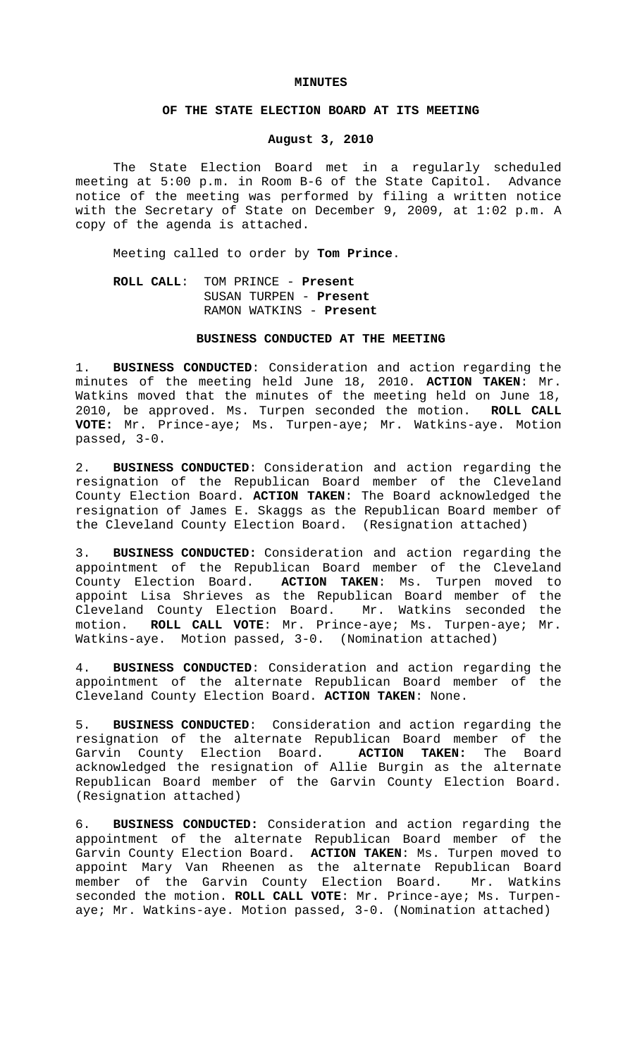# MINUTES

## OF THE STATE ELECTION BOARD AT ITS MEETING

### August 3, 2010

The State Election Board met in a regularly scheduled meeting at 5:00 p.m. in Room B-6 of the State Capitol. Advance notice of the meeting was performed by filing a written notice with the Secretary of State on December 9, 2009, at 1:02 p.m. A copy of the agenda is attached.

Meeting called to order by **Tom Prince**.

**ROLL CALL**: TOM PRINCE - **Present**
SUSAN TURPEN - **Present**
RAMON WATKINS - **Present**

### BUSINESS CONDUCTED AT THE MEETING

1. **BUSINESS CONDUCTED**: Consideration and action regarding the minutes of the meeting held June 18, 2010. **ACTION TAKEN**: Mr. Watkins moved that the minutes of the meeting held on June 18, 2010, be approved. Ms. Turpen seconded the motion. **ROLL CALL VOTE:** Mr. Prince-aye; Ms. Turpen-aye; Mr. Watkins-aye. Motion passed, 3-0.

2. **BUSINESS CONDUCTED**: Consideration and action regarding the resignation of the Republican Board member of the Cleveland County Election Board. **ACTION TAKEN**: The Board acknowledged the resignation of James E. Skaggs as the Republican Board member of the Cleveland County Election Board. (Resignation attached)

3. **BUSINESS CONDUCTED:** Consideration and action regarding the appointment of the Republican Board member of the Cleveland County Election Board. **ACTION TAKEN**: Ms. Turpen moved to appoint Lisa Shrieves as the Republican Board member of the Cleveland County Election Board. Mr. Watkins seconded the motion. **ROLL CALL VOTE**: Mr. Prince-aye; Ms. Turpen-aye; Mr. Watkins-aye. Motion passed, 3-0. (Nomination attached)

4. **BUSINESS CONDUCTED**: Consideration and action regarding the appointment of the alternate Republican Board member of the Cleveland County Election Board. **ACTION TAKEN**: None.

5. **BUSINESS CONDUCTED**: Consideration and action regarding the resignation of the alternate Republican Board member of the Garvin County Election Board. **ACTION TAKEN:** The Board acknowledged the resignation of Allie Burgin as the alternate Republican Board member of the Garvin County Election Board. (Resignation attached)

6. **BUSINESS CONDUCTED:** Consideration and action regarding the appointment of the alternate Republican Board member of the Garvin County Election Board. **ACTION TAKEN**: Ms. Turpen moved to appoint Mary Van Rheenen as the alternate Republican Board member of the Garvin County Election Board. Mr. Watkins seconded the motion. **ROLL CALL VOTE**: Mr. Prince-aye; Ms. Turpen-aye; Mr. Watkins-aye. Motion passed, 3-0. (Nomination attached)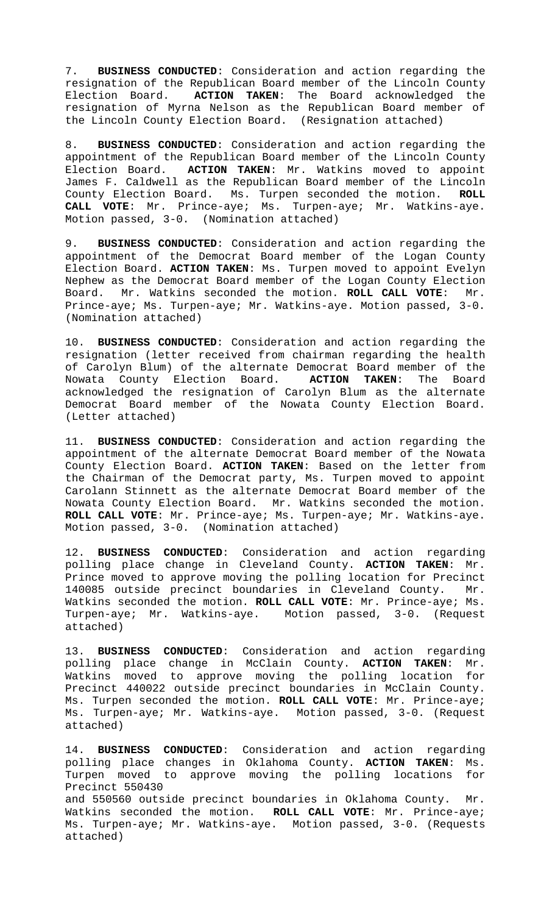7. **BUSINESS CONDUCTED**: Consideration and action regarding the resignation of the Republican Board member of the Lincoln County Election Board. **ACTION TAKEN**: The Board acknowledged the resignation of Myrna Nelson as the Republican Board member of the Lincoln County Election Board. (Resignation attached)

8. **BUSINESS CONDUCTED**: Consideration and action regarding the appointment of the Republican Board member of the Lincoln County Election Board. **ACTION TAKEN**: Mr. Watkins moved to appoint James F. Caldwell as the Republican Board member of the Lincoln County Election Board. Ms. Turpen seconded the motion. **ROLL CALL VOTE**: Mr. Prince-aye; Ms. Turpen-aye; Mr. Watkins-aye. Motion passed, 3-0. (Nomination attached)

9. **BUSINESS CONDUCTED**: Consideration and action regarding the appointment of the Democrat Board member of the Logan County Election Board. **ACTION TAKEN**: Ms. Turpen moved to appoint Evelyn Nephew as the Democrat Board member of the Logan County Election Board. Mr. Watkins seconded the motion. **ROLL CALL VOTE**: Mr. Prince-aye; Ms. Turpen-aye; Mr. Watkins-aye. Motion passed, 3-0. (Nomination attached)

10. **BUSINESS CONDUCTED**: Consideration and action regarding the resignation (letter received from chairman regarding the health of Carolyn Blum) of the alternate Democrat Board member of the Nowata County Election Board. **ACTION TAKEN**: The Board acknowledged the resignation of Carolyn Blum as the alternate Democrat Board member of the Nowata County Election Board. (Letter attached)

11. **BUSINESS CONDUCTED**: Consideration and action regarding the appointment of the alternate Democrat Board member of the Nowata County Election Board. **ACTION TAKEN**: Based on the letter from the Chairman of the Democrat party, Ms. Turpen moved to appoint Carolann Stinnett as the alternate Democrat Board member of the Nowata County Election Board. Mr. Watkins seconded the motion. **ROLL CALL VOTE**: Mr. Prince-aye; Ms. Turpen-aye; Mr. Watkins-aye. Motion passed, 3-0. (Nomination attached)

12. **BUSINESS CONDUCTED**: Consideration and action regarding polling place change in Cleveland County. **ACTION TAKEN**: Mr. Prince moved to approve moving the polling location for Precinct 140085 outside precinct boundaries in Cleveland County. Mr. Watkins seconded the motion. **ROLL CALL VOTE**: Mr. Prince-aye; Ms. Turpen-aye; Mr. Watkins-aye. Motion passed, 3-0. (Request attached)

13. **BUSINESS CONDUCTED**: Consideration and action regarding polling place change in McClain County. **ACTION TAKEN**: Mr. Watkins moved to approve moving the polling location for Precinct 440022 outside precinct boundaries in McClain County. Ms. Turpen seconded the motion. **ROLL CALL VOTE**: Mr. Prince-aye; Ms. Turpen-aye; Mr. Watkins-aye. Motion passed, 3-0. (Request attached)

14. **BUSINESS CONDUCTED**: Consideration and action regarding polling place changes in Oklahoma County. **ACTION TAKEN**: Ms. Turpen moved to approve moving the polling locations for Precinct 550430 and 550560 outside precinct boundaries in Oklahoma County. Mr. Watkins seconded the motion. **ROLL CALL VOTE**: Mr. Prince-aye; Ms. Turpen-aye; Mr. Watkins-aye. Motion passed, 3-0. (Requests attached)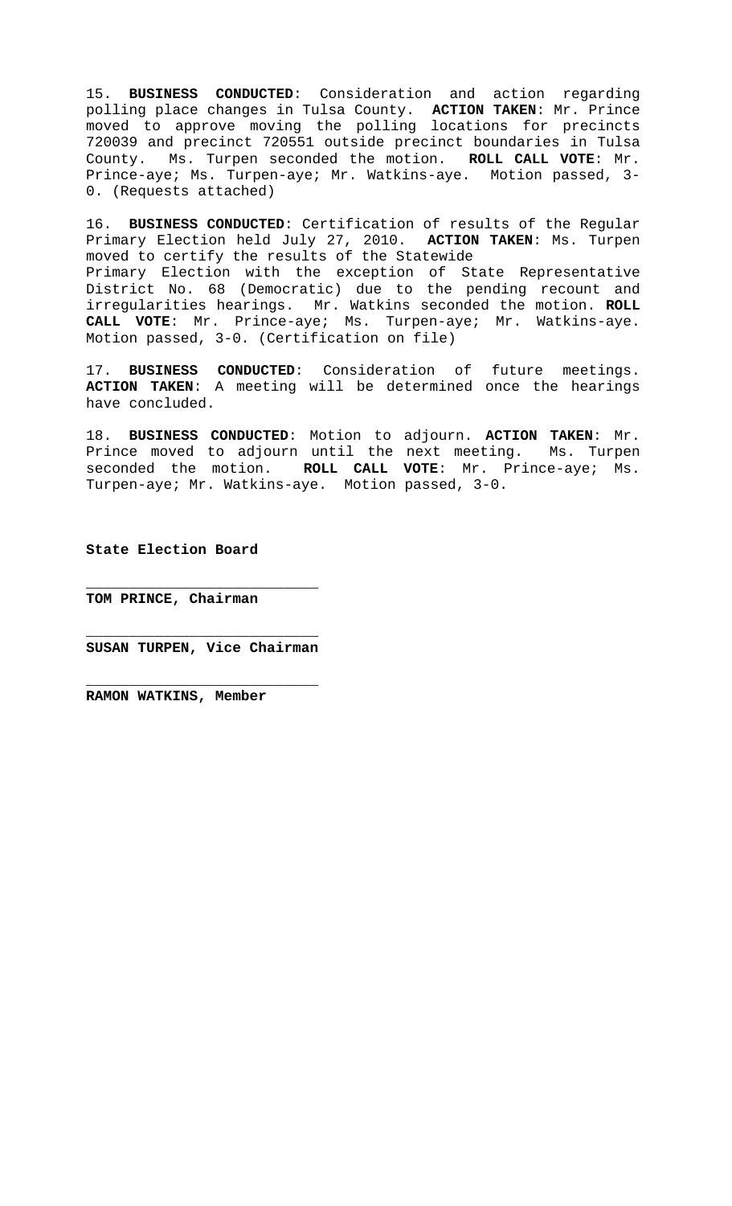15. **BUSINESS CONDUCTED**: Consideration and action regarding polling place changes in Tulsa County. **ACTION TAKEN**: Mr. Prince moved to approve moving the polling locations for precincts 720039 and precinct 720551 outside precinct boundaries in Tulsa County. Ms. Turpen seconded the motion. **ROLL CALL VOTE**: Mr. Prince-aye; Ms. Turpen-aye; Mr. Watkins-aye. Motion passed, 3-0. (Requests attached)

16. **BUSINESS CONDUCTED**: Certification of results of the Regular Primary Election held July 27, 2010. **ACTION TAKEN**: Ms. Turpen moved to certify the results of the Statewide Primary Election with the exception of State Representative District No. 68 (Democratic) due to the pending recount and irregularities hearings. Mr. Watkins seconded the motion. **ROLL CALL VOTE**: Mr. Prince-aye; Ms. Turpen-aye; Mr. Watkins-aye. Motion passed, 3-0. (Certification on file)

17. **BUSINESS CONDUCTED**: Consideration of future meetings. **ACTION TAKEN**: A meeting will be determined once the hearings have concluded.

18. **BUSINESS CONDUCTED**: Motion to adjourn. **ACTION TAKEN**: Mr. Prince moved to adjourn until the next meeting. Ms. Turpen seconded the motion. **ROLL CALL VOTE**: Mr. Prince-aye; Ms. Turpen-aye; Mr. Watkins-aye. Motion passed, 3-0.

**State Election Board**

___________________________

**TOM PRINCE, Chairman**

___________________________

**SUSAN TURPEN, Vice Chairman**

___________________________

**RAMON WATKINS, Member**